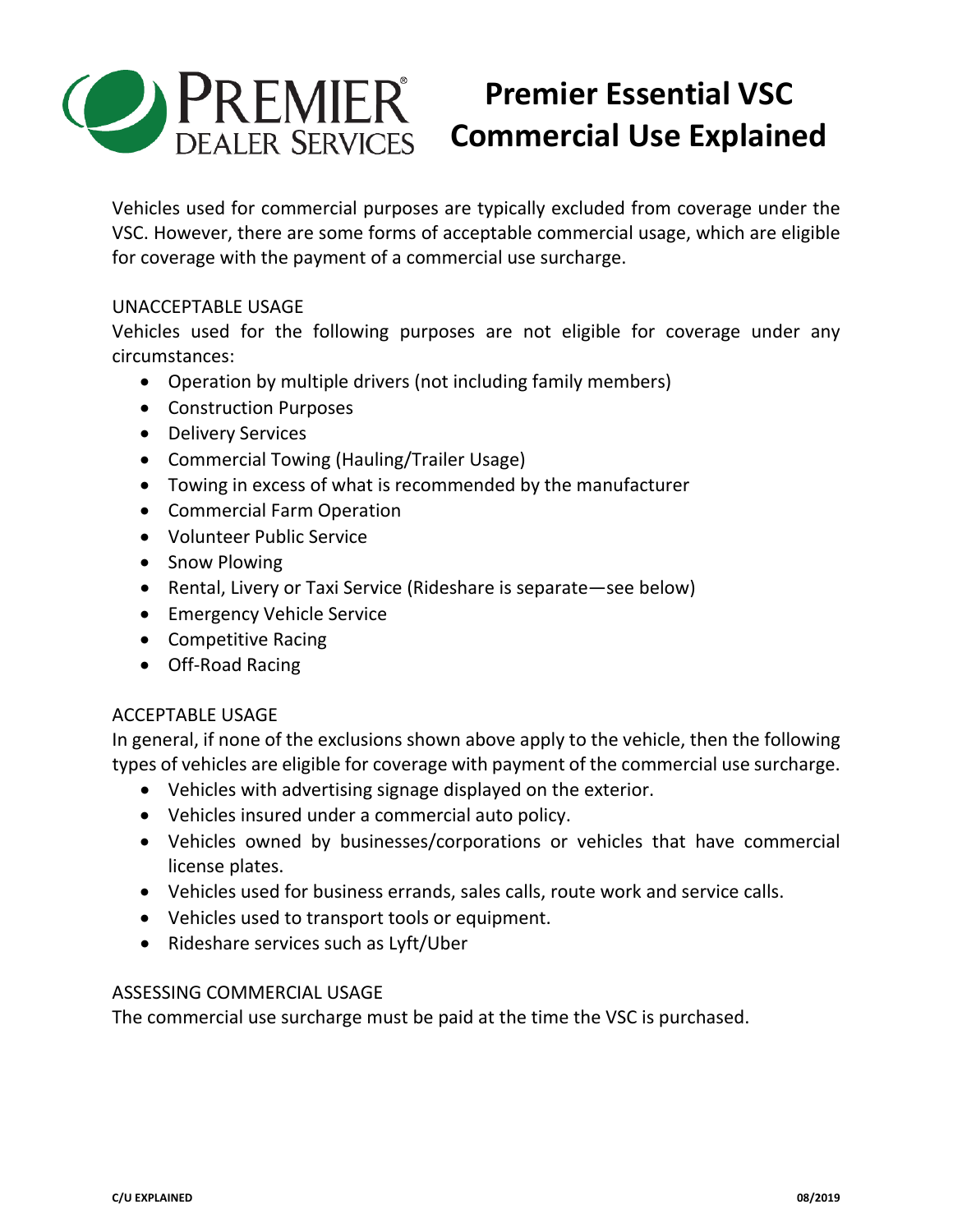PREMIER DEALER SERVICES

# Premier Essential VSC Commercial Use Explained

Vehicles used for commercial purposes are typically excluded from coverage under the VSC. However, there are some forms of acceptable commercial usage, which are eligible for coverage with the payment of a commercial use surcharge.

## UNACCEPTABLE USAGE

Vehicles used for the following purposes are not eligible for coverage under any circumstances:

- Operation by multiple drivers (not including family members)
- Construction Purposes
- Delivery Services
- Commercial Towing (Hauling/Trailer Usage)
- Towing in excess of what is recommended by the manufacturer
- Commercial Farm Operation
- Volunteer Public Service
- Snow Plowing
- Rental, Livery or Taxi Service (Rideshare is separate—see below)
- Emergency Vehicle Service
- Competitive Racing
- Off-Road Racing

## ACCEPTABLE USAGE

In general, if none of the exclusions shown above apply to the vehicle, then the following types of vehicles are eligible for coverage with payment of the commercial use surcharge.

- Vehicles with advertising signage displayed on the exterior.
- Vehicles insured under a commercial auto policy.
- Vehicles owned by businesses/corporations or vehicles that have commercial license plates.
- Vehicles used for business errands, sales calls, route work and service calls.
- Vehicles used to transport tools or equipment.
- Rideshare services such as Lyft/Uber

## ASSESSING COMMERCIAL USAGE

The commercial use surcharge must be paid at the time the VSC is purchased.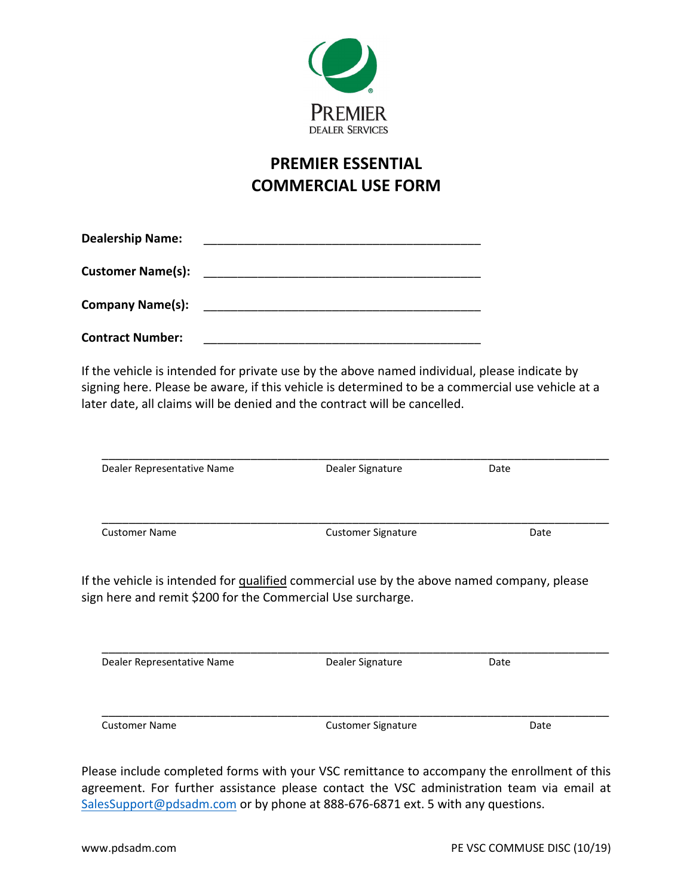PREMIER
DEALER SERVICES

# PREMIER ESSENTIAL
# COMMERCIAL USE FORM

**Dealership Name:** ________________________________________

**Customer Name(s):** ________________________________________

**Company Name(s):** ________________________________________

**Contract Number:** ________________________________________

If the vehicle is intended for private use by the above named individual, please indicate by signing here. Please be aware, if this vehicle is determined to be a commercial use vehicle at a later date, all claims will be denied and the contract will be cancelled.

______________________________________________________________________________

Dealer Representative Name          Dealer Signature          Date

______________________________________________________________________________

Customer Name          Customer Signature          Date

If the vehicle is intended for qualified commercial use by the above named company, please sign here and remit $200 for the Commercial Use surcharge.

______________________________________________________________________________

Dealer Representative Name          Dealer Signature          Date

______________________________________________________________________________

Customer Name          Customer Signature          Date

Please include completed forms with your VSC remittance to accompany the enrollment of this agreement. For further assistance please contact the VSC administration team via email at SalesSupport@pdsadm.com or by phone at 888-676-6871 ext. 5 with any questions.

www.pdsadm.com          PE VSC COMMUSE DISC (10/19)